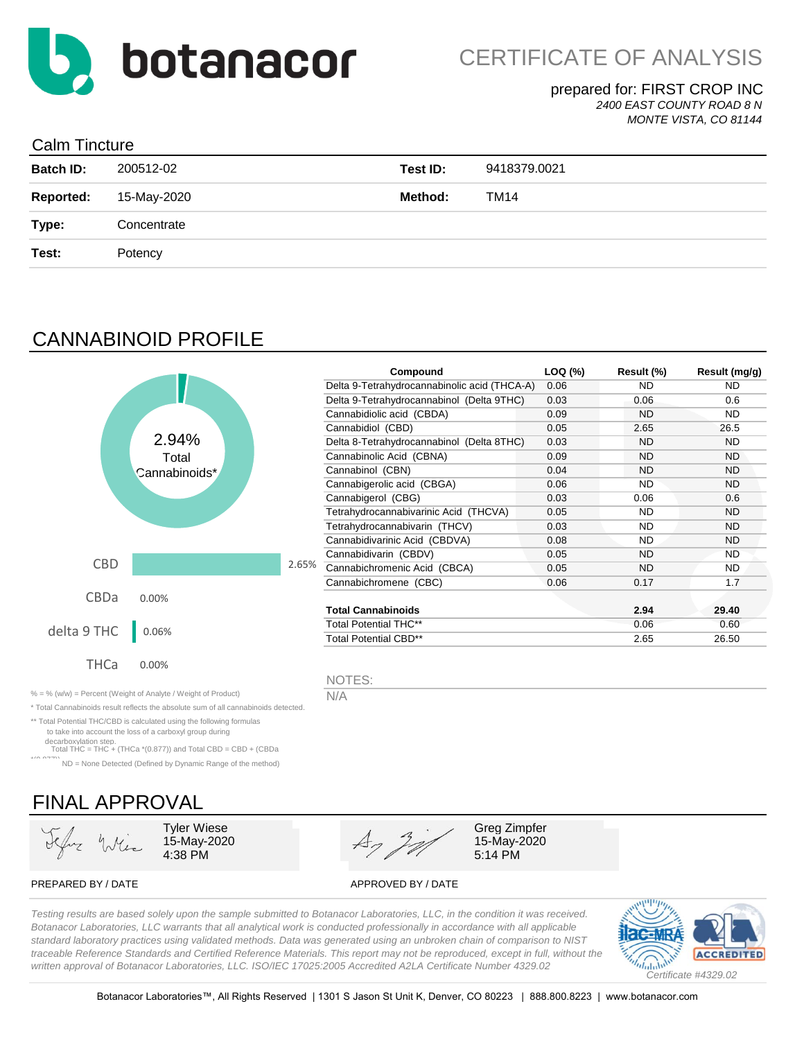botanacor

# CERTIFICATE OF ANALYSIS

prepared for: FIRST CROP INC
*2400 EAST COUNTY ROAD 8 N*
*MONTE VISTA, CO 81144*

## Calm Tincture

| | | | |
|---|---|---|---|
| **Batch ID:** | 200512-02 | **Test ID:** | 9418379.0021 |
| **Reported:** | 15-May-2020 | **Method:** | TM14 |
| **Type:** | Concentrate | | |
| **Test:** | Potency | | |

## CANNABINOID PROFILE

2.94% Total Cannabinoids*

| | |
|---|---|
| CBD | 2.65% |
| CBDa | 0.00% |
| delta 9 THC | 0.06% |
| THCa | 0.00% |

| Compound | LOQ (%) | Result (%) | Result (mg/g) |
|---|---|---|---|
| Delta 9-Tetrahydrocannabinolic acid (THCA-A) | 0.06 | ND | ND |
| Delta 9-Tetrahydrocannabinol (Delta 9THC) | 0.03 | 0.06 | 0.6 |
| Cannabidiolic acid (CBDA) | 0.09 | ND | ND |
| Cannabidiol (CBD) | 0.05 | 2.65 | 26.5 |
| Delta 8-Tetrahydrocannabinol (Delta 8THC) | 0.03 | ND | ND |
| Cannabinolic Acid (CBNA) | 0.09 | ND | ND |
| Cannabinol (CBN) | 0.04 | ND | ND |
| Cannabigerolic acid (CBGA) | 0.06 | ND | ND |
| Cannabigerol (CBG) | 0.03 | 0.06 | 0.6 |
| Tetrahydrocannabivarinic Acid (THCVA) | 0.05 | ND | ND |
| Tetrahydrocannabivarin (THCV) | 0.03 | ND | ND |
| Cannabidivarinic Acid (CBDVA) | 0.08 | ND | ND |
| Cannabidivarin (CBDV) | 0.05 | ND | ND |
| Cannabichromenic Acid (CBCA) | 0.05 | ND | ND |
| Cannabichromene (CBC) | 0.06 | 0.17 | 1.7 |
| **Total Cannabinoids** | | **2.94** | **29.40** |
| Total Potential THC** | | 0.06 | 0.60 |
| Total Potential CBD** | | 2.65 | 26.50 |

NOTES:
N/A

% = % (w/w) = Percent (Weight of Analyte / Weight of Product)

* Total Cannabinoids result reflects the absolute sum of all cannabinoids detected.

** Total Potential THC/CBD is calculated using the following formulas to take into account the loss of a carboxyl group during decarboxylation step.
Total THC = THC + (THCa *(0.877)) and Total CBD = CBD + (CBDa *(0.877))

ND = None Detected (Defined by Dynamic Range of the method)

## FINAL APPROVAL

| PREPARED BY / DATE | APPROVED BY / DATE |
|---|---|
| Tyler Wiese 15-May-2020 4:38 PM | Greg Zimpfer 15-May-2020 5:14 PM |

*Testing results are based solely upon the sample submitted to Botanacor Laboratories, LLC, in the condition it was received. Botanacor Laboratories, LLC warrants that all analytical work is conducted professionally in accordance with all applicable standard laboratory practices using validated methods. Data was generated using an unbroken chain of comparison to NIST traceable Reference Standards and Certified Reference Materials. This report may not be reproduced, except in full, without the written approval of Botanacor Laboratories, LLC. ISO/IEC 17025:2005 Accredited A2LA Certificate Number 4329.02*

ilac-MRA A2LA ACCREDITED *Certificate #4329.02*

Botanacor Laboratories™, All Rights Reserved | 1301 S Jason St Unit K, Denver, CO 80223 | 888.800.8223 | www.botanacor.com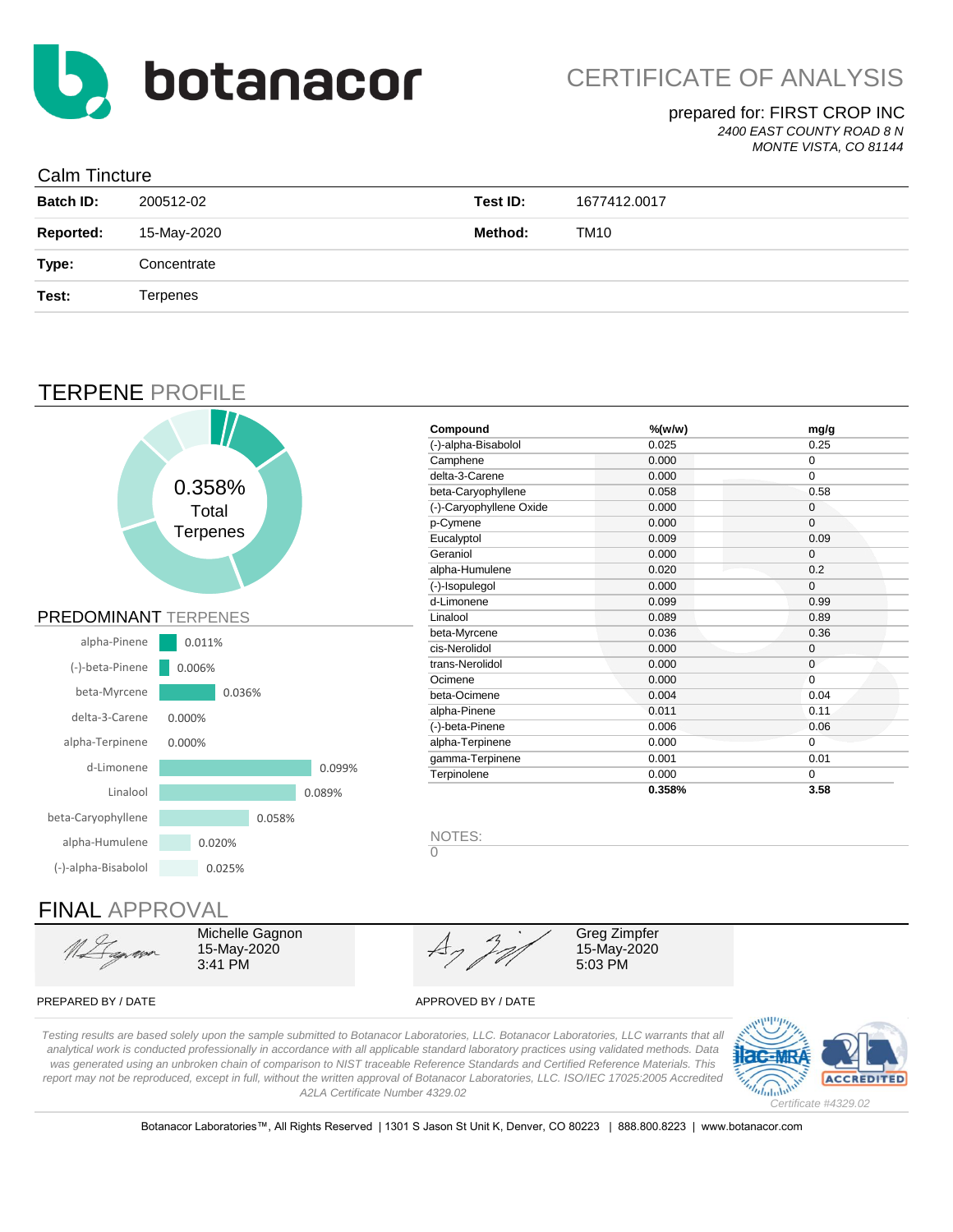# CERTIFICATE OF ANALYSIS

botanacor

prepared for: FIRST CROP INC
*2400 EAST COUNTY ROAD 8 N*
*MONTE VISTA, CO 81144*

## Calm Tincture

| | | | |
|---|---|---|---|
| **Batch ID:** | 200512-02 | **Test ID:** | 1677412.0017 |
| **Reported:** | 15-May-2020 | **Method:** | TM10 |
| **Type:** | Concentrate | | |
| **Test:** | Terpenes | | |

## TERPENE PROFILE

0.358% Total Terpenes

| Compound | %(w/w) | mg/g |
|---|---|---|
| (-)-alpha-Bisabolol | 0.025 | 0.25 |
| Camphene | 0.000 | 0 |
| delta-3-Carene | 0.000 | 0 |
| beta-Caryophyllene | 0.058 | 0.58 |
| (-)-Caryophyllene Oxide | 0.000 | 0 |
| p-Cymene | 0.000 | 0 |
| Eucalyptol | 0.009 | 0.09 |
| Geraniol | 0.000 | 0 |
| alpha-Humulene | 0.020 | 0.2 |
| (-)-Isopulegol | 0.000 | 0 |
| d-Limonene | 0.099 | 0.99 |
| Linalool | 0.089 | 0.89 |
| beta-Myrcene | 0.036 | 0.36 |
| cis-Nerolidol | 0.000 | 0 |
| trans-Nerolidol | 0.000 | 0 |
| Ocimene | 0.000 | 0 |
| beta-Ocimene | 0.004 | 0.04 |
| alpha-Pinene | 0.011 | 0.11 |
| (-)-beta-Pinene | 0.006 | 0.06 |
| alpha-Terpinene | 0.000 | 0 |
| gamma-Terpinene | 0.001 | 0.01 |
| Terpinolene | 0.000 | 0 |
| | **0.358%** | **3.58** |

## PREDOMINANT TERPENES

| Terpene | % |
|---|---|
| alpha-Pinene | 0.011% |
| (-)-beta-Pinene | 0.006% |
| beta-Myrcene | 0.036% |
| delta-3-Carene | 0.000% |
| alpha-Terpinene | 0.000% |
| d-Limonene | 0.099% |
| Linalool | 0.089% |
| beta-Caryophyllene | 0.058% |
| alpha-Humulene | 0.020% |
| (-)-alpha-Bisabolol | 0.025% |

NOTES:
0

## FINAL APPROVAL

Michelle Gagnon
15-May-2020
3:41 PM

PREPARED BY / DATE

Greg Zimpfer
15-May-2020
5:03 PM

APPROVED BY / DATE

*Testing results are based solely upon the sample submitted to Botanacor Laboratories, LLC. Botanacor Laboratories, LLC warrants that all analytical work is conducted professionally in accordance with all applicable standard laboratory practices using validated methods. Data was generated using an unbroken chain of comparison to NIST traceable Reference Standards and Certified Reference Materials. This report may not be reproduced, except in full, without the written approval of Botanacor Laboratories, LLC. ISO/IEC 17025:2005 Accredited A2LA Certificate Number 4329.02*

*Certificate #4329.02*

Botanacor Laboratories™, All Rights Reserved | 1301 S Jason St Unit K, Denver, CO 80223 | 888.800.8223 | www.botanacor.com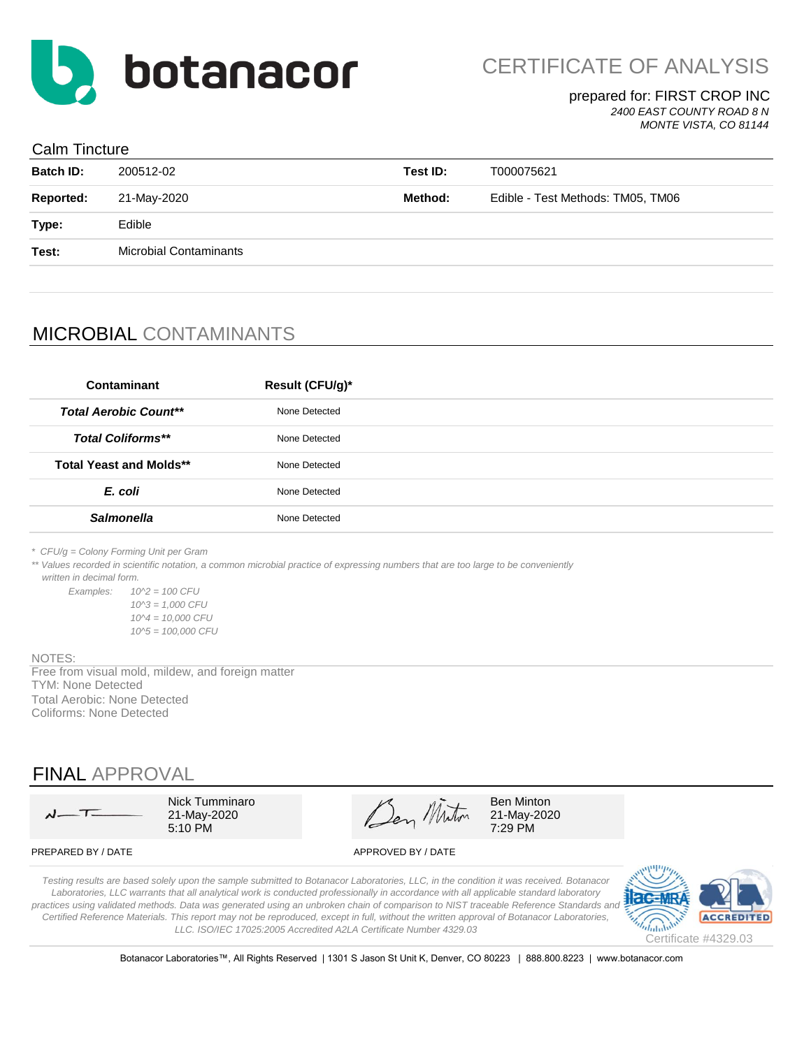# botanacor

## CERTIFICATE OF ANALYSIS

prepared for: FIRST CROP INC
*2400 EAST COUNTY ROAD 8 N*
*MONTE VISTA, CO 81144*

Calm Tincture

| | | | |
|---|---|---|---|
| **Batch ID:** | 200512-02 | **Test ID:** | T000075621 |
| **Reported:** | 21-May-2020 | **Method:** | Edible - Test Methods: TM05, TM06 |
| **Type:** | Edible | | |
| **Test:** | Microbial Contaminants | | |

## MICROBIAL CONTAMINANTS

| Contaminant | Result (CFU/g)* |
|---|---|
| ***Total Aerobic Count\*\**** | None Detected |
| ***Total Coliforms\*\**** | None Detected |
| **Total Yeast and Molds\*\*** | None Detected |
| ***E. coli*** | None Detected |
| ***Salmonella*** | None Detected |

*\* CFU/g = Colony Forming Unit per Gram*

*\*\* Values recorded in scientific notation, a common microbial practice of expressing numbers that are too large to be conveniently written in decimal form.*

*Examples:*
*10^2 = 100 CFU*
*10^3 = 1,000 CFU*
*10^4 = 10,000 CFU*
*10^5 = 100,000 CFU*

NOTES:
Free from visual mold, mildew, and foreign matter
TYM: None Detected
Total Aerobic: None Detected
Coliforms: None Detected

## FINAL APPROVAL

| PREPARED BY / DATE | APPROVED BY / DATE |
|---|---|
| Nick Tumminaro<br>21-May-2020<br>5:10 PM | Ben Minton<br>21-May-2020<br>7:29 PM |

*Testing results are based solely upon the sample submitted to Botanacor Laboratories, LLC, in the condition it was received. Botanacor Laboratories, LLC warrants that all analytical work is conducted professionally in accordance with all applicable standard laboratory practices using validated methods. Data was generated using an unbroken chain of comparison to NIST traceable Reference Standards and Certified Reference Materials. This report may not be reproduced, except in full, without the written approval of Botanacor Laboratories, LLC. ISO/IEC 17025:2005 Accredited A2LA Certificate Number 4329.03*

Certificate #4329.03

Botanacor Laboratories™, All Rights Reserved | 1301 S Jason St Unit K, Denver, CO 80223 | 888.800.8223 | www.botanacor.com